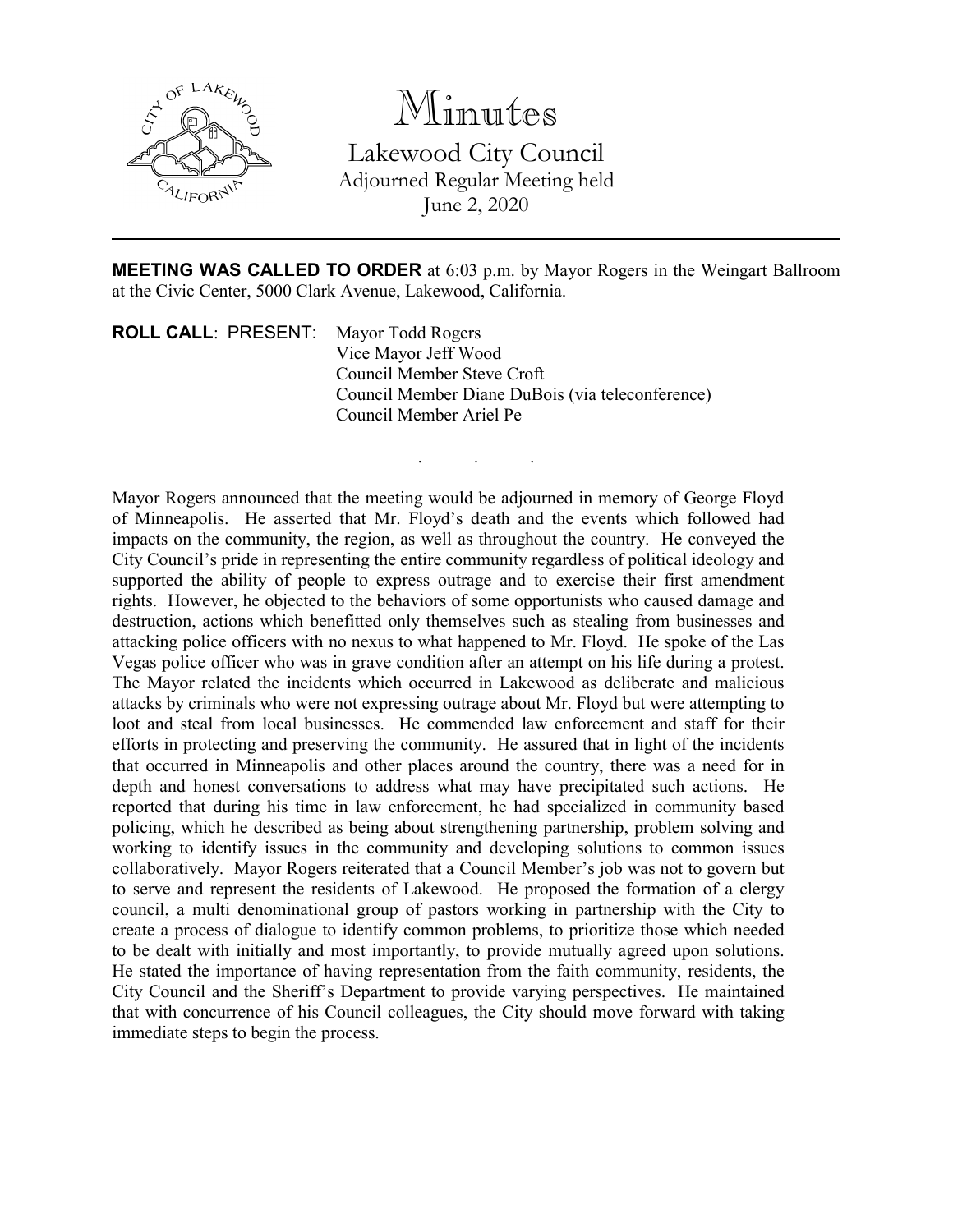# Minutes

## Lakewood City Council

Adjourned Regular Meeting held
June 2, 2020

---

**MEETING WAS CALLED TO ORDER** at 6:03 p.m. by Mayor Rogers in the Weingart Ballroom at the Civic Center, 5000 Clark Avenue, Lakewood, California.

**ROLL CALL**: PRESENT: Mayor Todd Rogers
Vice Mayor Jeff Wood
Council Member Steve Croft
Council Member Diane DuBois (via teleconference)
Council Member Ariel Pe

. . .

Mayor Rogers announced that the meeting would be adjourned in memory of George Floyd of Minneapolis. He asserted that Mr. Floyd's death and the events which followed had impacts on the community, the region, as well as throughout the country. He conveyed the City Council's pride in representing the entire community regardless of political ideology and supported the ability of people to express outrage and to exercise their first amendment rights. However, he objected to the behaviors of some opportunists who caused damage and destruction, actions which benefitted only themselves such as stealing from businesses and attacking police officers with no nexus to what happened to Mr. Floyd. He spoke of the Las Vegas police officer who was in grave condition after an attempt on his life during a protest. The Mayor related the incidents which occurred in Lakewood as deliberate and malicious attacks by criminals who were not expressing outrage about Mr. Floyd but were attempting to loot and steal from local businesses. He commended law enforcement and staff for their efforts in protecting and preserving the community. He assured that in light of the incidents that occurred in Minneapolis and other places around the country, there was a need for in depth and honest conversations to address what may have precipitated such actions. He reported that during his time in law enforcement, he had specialized in community based policing, which he described as being about strengthening partnership, problem solving and working to identify issues in the community and developing solutions to common issues collaboratively. Mayor Rogers reiterated that a Council Member's job was not to govern but to serve and represent the residents of Lakewood. He proposed the formation of a clergy council, a multi denominational group of pastors working in partnership with the City to create a process of dialogue to identify common problems, to prioritize those which needed to be dealt with initially and most importantly, to provide mutually agreed upon solutions. He stated the importance of having representation from the faith community, residents, the City Council and the Sheriff's Department to provide varying perspectives. He maintained that with concurrence of his Council colleagues, the City should move forward with taking immediate steps to begin the process.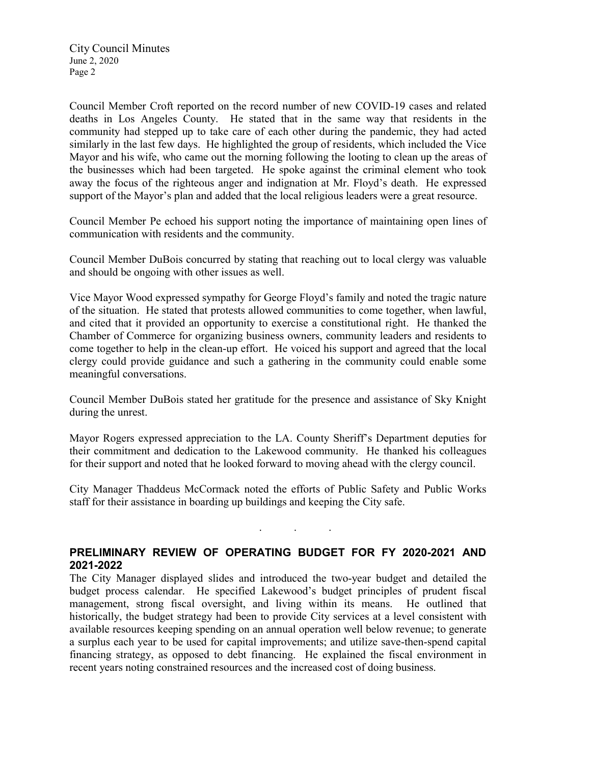Council Member Croft reported on the record number of new COVID-19 cases and related deaths in Los Angeles County. He stated that in the same way that residents in the community had stepped up to take care of each other during the pandemic, they had acted similarly in the last few days. He highlighted the group of residents, which included the Vice Mayor and his wife, who came out the morning following the looting to clean up the areas of the businesses which had been targeted. He spoke against the criminal element who took away the focus of the righteous anger and indignation at Mr. Floyd's death. He expressed support of the Mayor's plan and added that the local religious leaders were a great resource.

Council Member Pe echoed his support noting the importance of maintaining open lines of communication with residents and the community.

Council Member DuBois concurred by stating that reaching out to local clergy was valuable and should be ongoing with other issues as well.

Vice Mayor Wood expressed sympathy for George Floyd's family and noted the tragic nature of the situation. He stated that protests allowed communities to come together, when lawful, and cited that it provided an opportunity to exercise a constitutional right. He thanked the Chamber of Commerce for organizing business owners, community leaders and residents to come together to help in the clean-up effort. He voiced his support and agreed that the local clergy could provide guidance and such a gathering in the community could enable some meaningful conversations.

Council Member DuBois stated her gratitude for the presence and assistance of Sky Knight during the unrest.

Mayor Rogers expressed appreciation to the LA. County Sheriff's Department deputies for their commitment and dedication to the Lakewood community. He thanked his colleagues for their support and noted that he looked forward to moving ahead with the clergy council.

City Manager Thaddeus McCormack noted the efforts of Public Safety and Public Works staff for their assistance in boarding up buildings and keeping the City safe.

. . .

## PRELIMINARY REVIEW OF OPERATING BUDGET FOR FY 2020-2021 AND 2021-2022

The City Manager displayed slides and introduced the two-year budget and detailed the budget process calendar. He specified Lakewood's budget principles of prudent fiscal management, strong fiscal oversight, and living within its means. He outlined that historically, the budget strategy had been to provide City services at a level consistent with available resources keeping spending on an annual operation well below revenue; to generate a surplus each year to be used for capital improvements; and utilize save-then-spend capital financing strategy, as opposed to debt financing. He explained the fiscal environment in recent years noting constrained resources and the increased cost of doing business.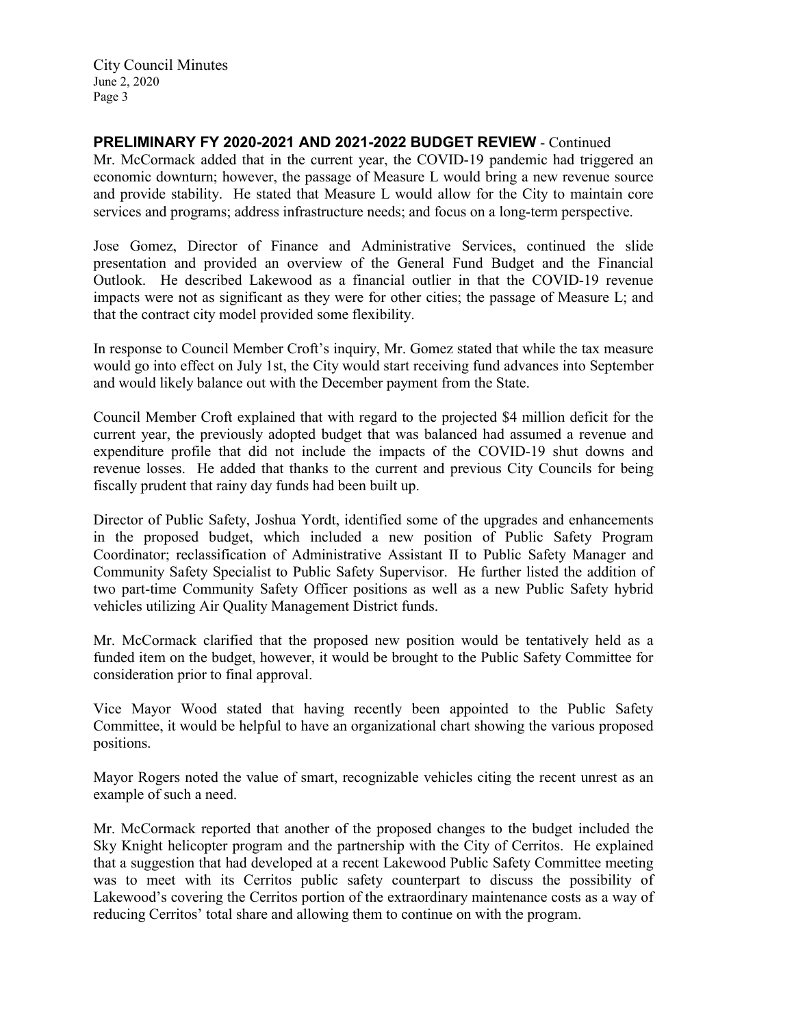**PRELIMINARY FY 2020-2021 AND 2021-2022 BUDGET REVIEW** - Continued

Mr. McCormack added that in the current year, the COVID-19 pandemic had triggered an economic downturn; however, the passage of Measure L would bring a new revenue source and provide stability. He stated that Measure L would allow for the City to maintain core services and programs; address infrastructure needs; and focus on a long-term perspective.

Jose Gomez, Director of Finance and Administrative Services, continued the slide presentation and provided an overview of the General Fund Budget and the Financial Outlook. He described Lakewood as a financial outlier in that the COVID-19 revenue impacts were not as significant as they were for other cities; the passage of Measure L; and that the contract city model provided some flexibility.

In response to Council Member Croft's inquiry, Mr. Gomez stated that while the tax measure would go into effect on July 1st, the City would start receiving fund advances into September and would likely balance out with the December payment from the State.

Council Member Croft explained that with regard to the projected $4 million deficit for the current year, the previously adopted budget that was balanced had assumed a revenue and expenditure profile that did not include the impacts of the COVID-19 shut downs and revenue losses. He added that thanks to the current and previous City Councils for being fiscally prudent that rainy day funds had been built up.

Director of Public Safety, Joshua Yordt, identified some of the upgrades and enhancements in the proposed budget, which included a new position of Public Safety Program Coordinator; reclassification of Administrative Assistant II to Public Safety Manager and Community Safety Specialist to Public Safety Supervisor. He further listed the addition of two part-time Community Safety Officer positions as well as a new Public Safety hybrid vehicles utilizing Air Quality Management District funds.

Mr. McCormack clarified that the proposed new position would be tentatively held as a funded item on the budget, however, it would be brought to the Public Safety Committee for consideration prior to final approval.

Vice Mayor Wood stated that having recently been appointed to the Public Safety Committee, it would be helpful to have an organizational chart showing the various proposed positions.

Mayor Rogers noted the value of smart, recognizable vehicles citing the recent unrest as an example of such a need.

Mr. McCormack reported that another of the proposed changes to the budget included the Sky Knight helicopter program and the partnership with the City of Cerritos. He explained that a suggestion that had developed at a recent Lakewood Public Safety Committee meeting was to meet with its Cerritos public safety counterpart to discuss the possibility of Lakewood's covering the Cerritos portion of the extraordinary maintenance costs as a way of reducing Cerritos' total share and allowing them to continue on with the program.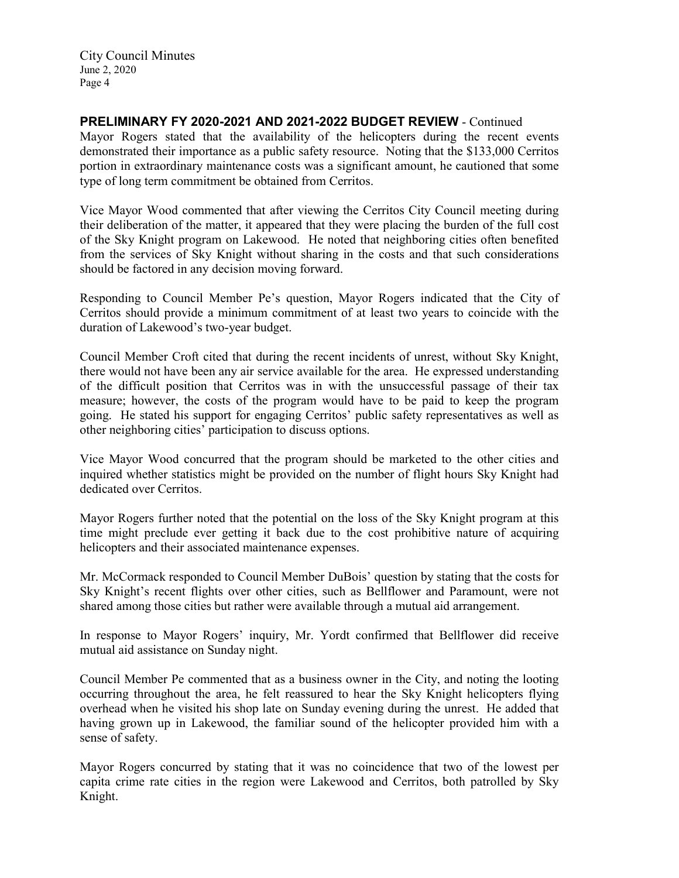**PRELIMINARY FY 2020-2021 AND 2021-2022 BUDGET REVIEW** - Continued

Mayor Rogers stated that the availability of the helicopters during the recent events demonstrated their importance as a public safety resource. Noting that the $133,000 Cerritos portion in extraordinary maintenance costs was a significant amount, he cautioned that some type of long term commitment be obtained from Cerritos.

Vice Mayor Wood commented that after viewing the Cerritos City Council meeting during their deliberation of the matter, it appeared that they were placing the burden of the full cost of the Sky Knight program on Lakewood. He noted that neighboring cities often benefited from the services of Sky Knight without sharing in the costs and that such considerations should be factored in any decision moving forward.

Responding to Council Member Pe's question, Mayor Rogers indicated that the City of Cerritos should provide a minimum commitment of at least two years to coincide with the duration of Lakewood's two-year budget.

Council Member Croft cited that during the recent incidents of unrest, without Sky Knight, there would not have been any air service available for the area. He expressed understanding of the difficult position that Cerritos was in with the unsuccessful passage of their tax measure; however, the costs of the program would have to be paid to keep the program going. He stated his support for engaging Cerritos' public safety representatives as well as other neighboring cities' participation to discuss options.

Vice Mayor Wood concurred that the program should be marketed to the other cities and inquired whether statistics might be provided on the number of flight hours Sky Knight had dedicated over Cerritos.

Mayor Rogers further noted that the potential on the loss of the Sky Knight program at this time might preclude ever getting it back due to the cost prohibitive nature of acquiring helicopters and their associated maintenance expenses.

Mr. McCormack responded to Council Member DuBois' question by stating that the costs for Sky Knight's recent flights over other cities, such as Bellflower and Paramount, were not shared among those cities but rather were available through a mutual aid arrangement.

In response to Mayor Rogers' inquiry, Mr. Yordt confirmed that Bellflower did receive mutual aid assistance on Sunday night.

Council Member Pe commented that as a business owner in the City, and noting the looting occurring throughout the area, he felt reassured to hear the Sky Knight helicopters flying overhead when he visited his shop late on Sunday evening during the unrest. He added that having grown up in Lakewood, the familiar sound of the helicopter provided him with a sense of safety.

Mayor Rogers concurred by stating that it was no coincidence that two of the lowest per capita crime rate cities in the region were Lakewood and Cerritos, both patrolled by Sky Knight.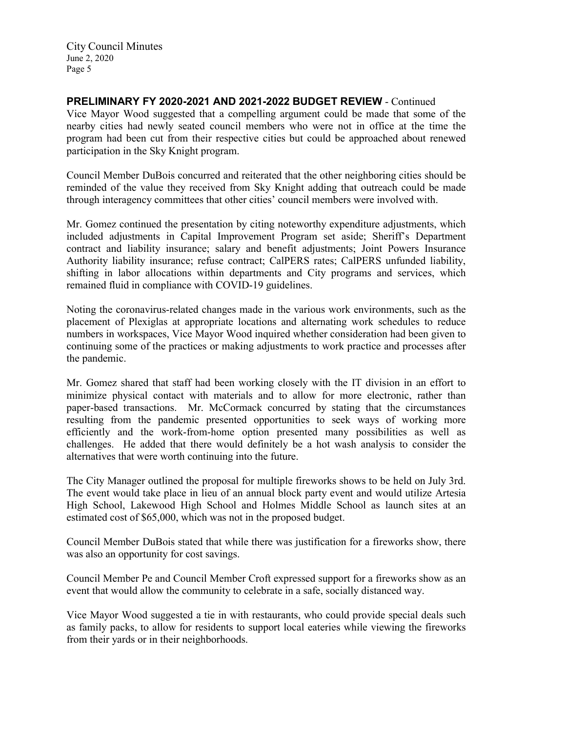**PRELIMINARY FY 2020-2021 AND 2021-2022 BUDGET REVIEW** - Continued

Vice Mayor Wood suggested that a compelling argument could be made that some of the nearby cities had newly seated council members who were not in office at the time the program had been cut from their respective cities but could be approached about renewed participation in the Sky Knight program.

Council Member DuBois concurred and reiterated that the other neighboring cities should be reminded of the value they received from Sky Knight adding that outreach could be made through interagency committees that other cities' council members were involved with.

Mr. Gomez continued the presentation by citing noteworthy expenditure adjustments, which included adjustments in Capital Improvement Program set aside; Sheriff's Department contract and liability insurance; salary and benefit adjustments; Joint Powers Insurance Authority liability insurance; refuse contract; CalPERS rates; CalPERS unfunded liability, shifting in labor allocations within departments and City programs and services, which remained fluid in compliance with COVID-19 guidelines.

Noting the coronavirus-related changes made in the various work environments, such as the placement of Plexiglas at appropriate locations and alternating work schedules to reduce numbers in workspaces, Vice Mayor Wood inquired whether consideration had been given to continuing some of the practices or making adjustments to work practice and processes after the pandemic.

Mr. Gomez shared that staff had been working closely with the IT division in an effort to minimize physical contact with materials and to allow for more electronic, rather than paper-based transactions. Mr. McCormack concurred by stating that the circumstances resulting from the pandemic presented opportunities to seek ways of working more efficiently and the work-from-home option presented many possibilities as well as challenges. He added that there would definitely be a hot wash analysis to consider the alternatives that were worth continuing into the future.

The City Manager outlined the proposal for multiple fireworks shows to be held on July 3rd. The event would take place in lieu of an annual block party event and would utilize Artesia High School, Lakewood High School and Holmes Middle School as launch sites at an estimated cost of $65,000, which was not in the proposed budget.

Council Member DuBois stated that while there was justification for a fireworks show, there was also an opportunity for cost savings.

Council Member Pe and Council Member Croft expressed support for a fireworks show as an event that would allow the community to celebrate in a safe, socially distanced way.

Vice Mayor Wood suggested a tie in with restaurants, who could provide special deals such as family packs, to allow for residents to support local eateries while viewing the fireworks from their yards or in their neighborhoods.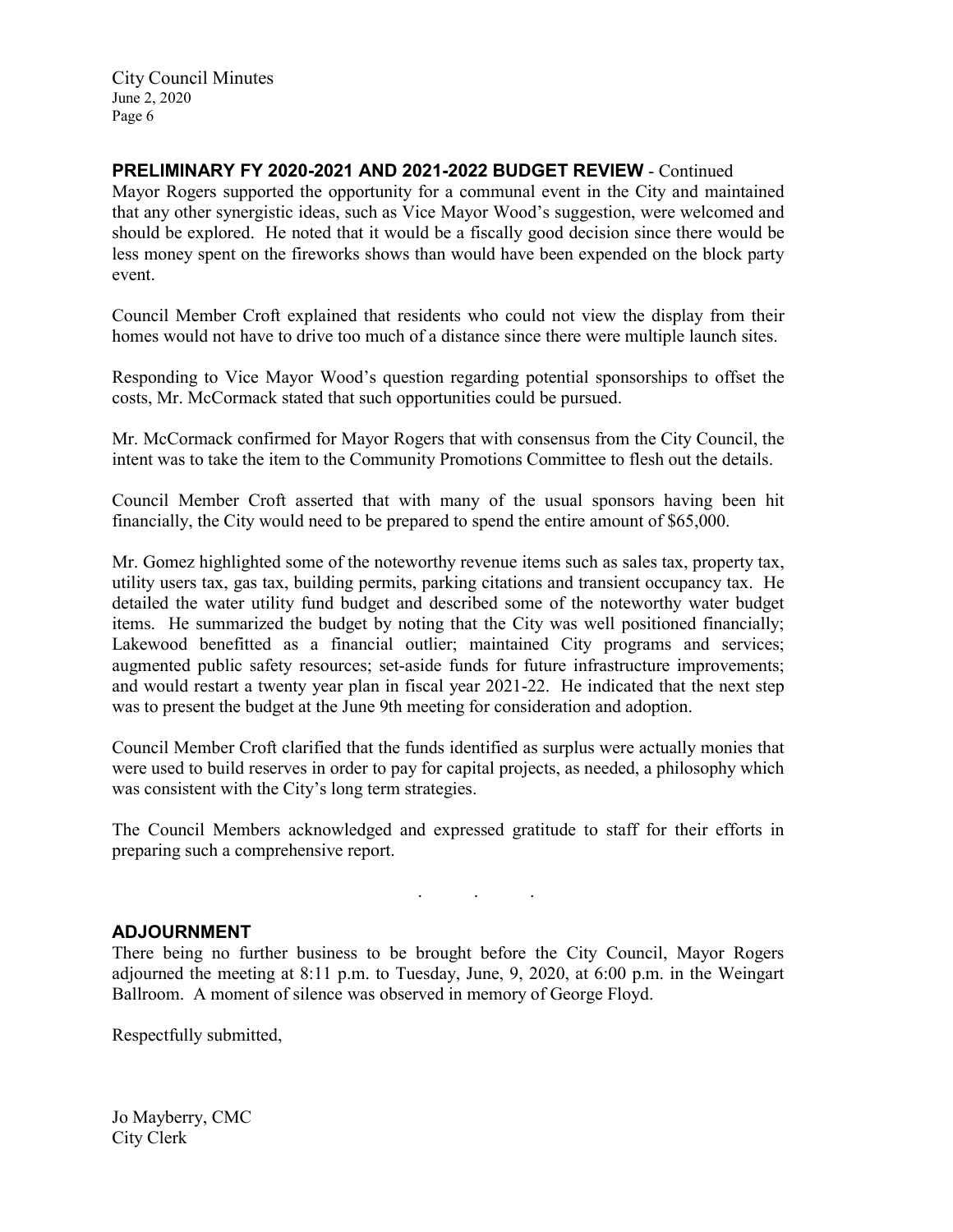## PRELIMINARY FY 2020-2021 AND 2021-2022 BUDGET REVIEW - Continued

Mayor Rogers supported the opportunity for a communal event in the City and maintained that any other synergistic ideas, such as Vice Mayor Wood's suggestion, were welcomed and should be explored. He noted that it would be a fiscally good decision since there would be less money spent on the fireworks shows than would have been expended on the block party event.

Council Member Croft explained that residents who could not view the display from their homes would not have to drive too much of a distance since there were multiple launch sites.

Responding to Vice Mayor Wood's question regarding potential sponsorships to offset the costs, Mr. McCormack stated that such opportunities could be pursued.

Mr. McCormack confirmed for Mayor Rogers that with consensus from the City Council, the intent was to take the item to the Community Promotions Committee to flesh out the details.

Council Member Croft asserted that with many of the usual sponsors having been hit financially, the City would need to be prepared to spend the entire amount of $65,000.

Mr. Gomez highlighted some of the noteworthy revenue items such as sales tax, property tax, utility users tax, gas tax, building permits, parking citations and transient occupancy tax. He detailed the water utility fund budget and described some of the noteworthy water budget items. He summarized the budget by noting that the City was well positioned financially; Lakewood benefitted as a financial outlier; maintained City programs and services; augmented public safety resources; set-aside funds for future infrastructure improvements; and would restart a twenty year plan in fiscal year 2021-22. He indicated that the next step was to present the budget at the June 9th meeting for consideration and adoption.

Council Member Croft clarified that the funds identified as surplus were actually monies that were used to build reserves in order to pay for capital projects, as needed, a philosophy which was consistent with the City's long term strategies.

The Council Members acknowledged and expressed gratitude to staff for their efforts in preparing such a comprehensive report.

. . .

## ADJOURNMENT

There being no further business to be brought before the City Council, Mayor Rogers adjourned the meeting at 8:11 p.m. to Tuesday, June, 9, 2020, at 6:00 p.m. in the Weingart Ballroom. A moment of silence was observed in memory of George Floyd.

Respectfully submitted,

Jo Mayberry, CMC
City Clerk